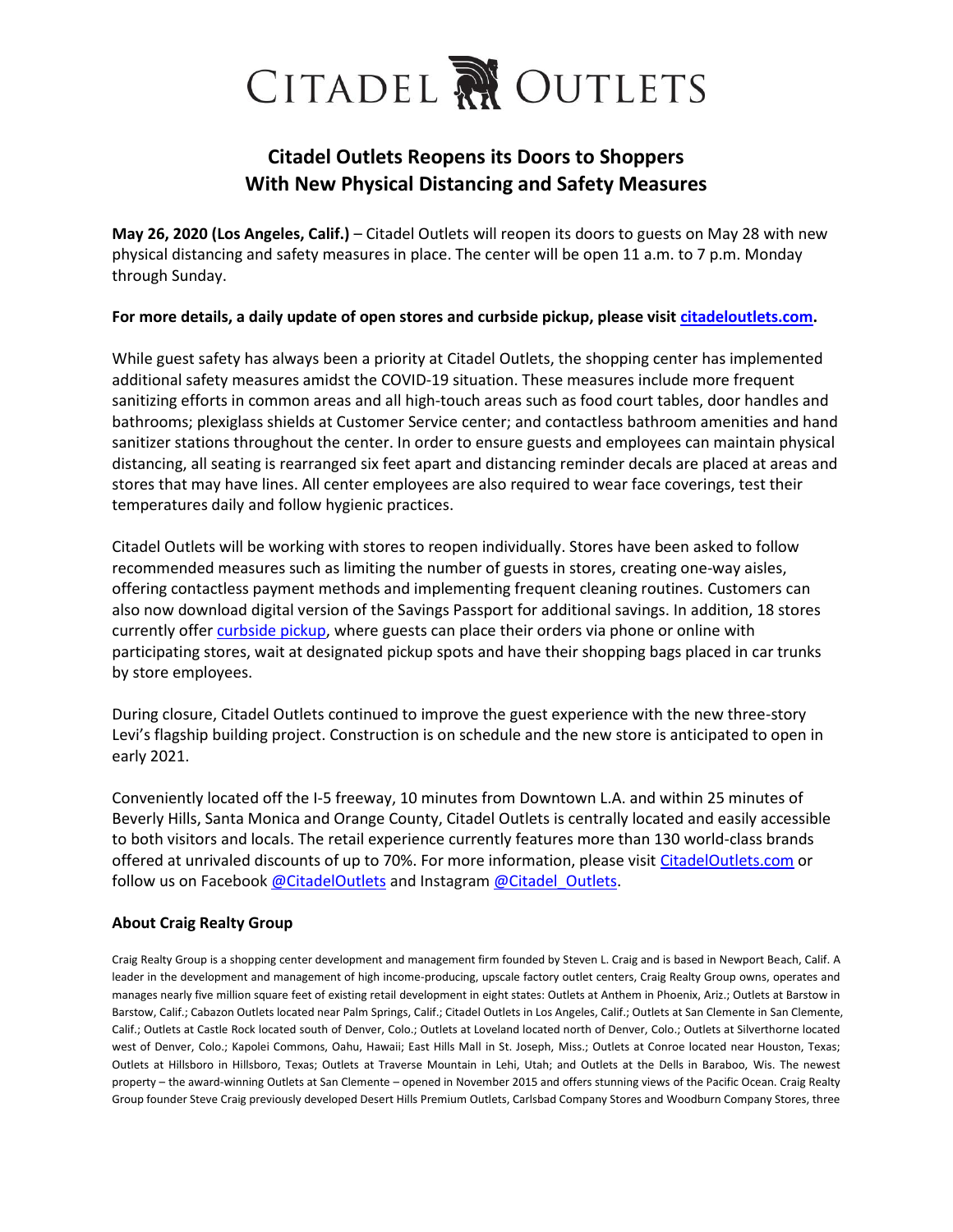# CITADEL OUTLETS

## Citadel Outlets Reopens its Doors to Shoppers With New Physical Distancing and Safety Measures

**May 26, 2020 (Los Angeles, Calif.)** – Citadel Outlets will reopen its doors to guests on May 28 with new physical distancing and safety measures in place. The center will be open 11 a.m. to 7 p.m. Monday through Sunday.

**For more details, a daily update of open stores and curbside pickup, please visit citadeloutlets.com.**

While guest safety has always been a priority at Citadel Outlets, the shopping center has implemented additional safety measures amidst the COVID-19 situation. These measures include more frequent sanitizing efforts in common areas and all high-touch areas such as food court tables, door handles and bathrooms; plexiglass shields at Customer Service center; and contactless bathroom amenities and hand sanitizer stations throughout the center. In order to ensure guests and employees can maintain physical distancing, all seating is rearranged six feet apart and distancing reminder decals are placed at areas and stores that may have lines. All center employees are also required to wear face coverings, test their temperatures daily and follow hygienic practices.

Citadel Outlets will be working with stores to reopen individually. Stores have been asked to follow recommended measures such as limiting the number of guests in stores, creating one-way aisles, offering contactless payment methods and implementing frequent cleaning routines. Customers can also now download digital version of the Savings Passport for additional savings. In addition, 18 stores currently offer curbside pickup, where guests can place their orders via phone or online with participating stores, wait at designated pickup spots and have their shopping bags placed in car trunks by store employees.

During closure, Citadel Outlets continued to improve the guest experience with the new three-story Levi's flagship building project. Construction is on schedule and the new store is anticipated to open in early 2021.

Conveniently located off the I-5 freeway, 10 minutes from Downtown L.A. and within 25 minutes of Beverly Hills, Santa Monica and Orange County, Citadel Outlets is centrally located and easily accessible to both visitors and locals. The retail experience currently features more than 130 world-class brands offered at unrivaled discounts of up to 70%. For more information, please visit CitadelOutlets.com or follow us on Facebook @CitadelOutlets and Instagram @Citadel_Outlets.

### About Craig Realty Group

Craig Realty Group is a shopping center development and management firm founded by Steven L. Craig and is based in Newport Beach, Calif. A leader in the development and management of high income-producing, upscale factory outlet centers, Craig Realty Group owns, operates and manages nearly five million square feet of existing retail development in eight states: Outlets at Anthem in Phoenix, Ariz.; Outlets at Barstow in Barstow, Calif.; Cabazon Outlets located near Palm Springs, Calif.; Citadel Outlets in Los Angeles, Calif.; Outlets at San Clemente in San Clemente, Calif.; Outlets at Castle Rock located south of Denver, Colo.; Outlets at Loveland located north of Denver, Colo.; Outlets at Silverthorne located west of Denver, Colo.; Kapolei Commons, Oahu, Hawaii; East Hills Mall in St. Joseph, Miss.; Outlets at Conroe located near Houston, Texas; Outlets at Hillsboro in Hillsboro, Texas; Outlets at Traverse Mountain in Lehi, Utah; and Outlets at the Dells in Baraboo, Wis. The newest property – the award-winning Outlets at San Clemente – opened in November 2015 and offers stunning views of the Pacific Ocean. Craig Realty Group founder Steve Craig previously developed Desert Hills Premium Outlets, Carlsbad Company Stores and Woodburn Company Stores, three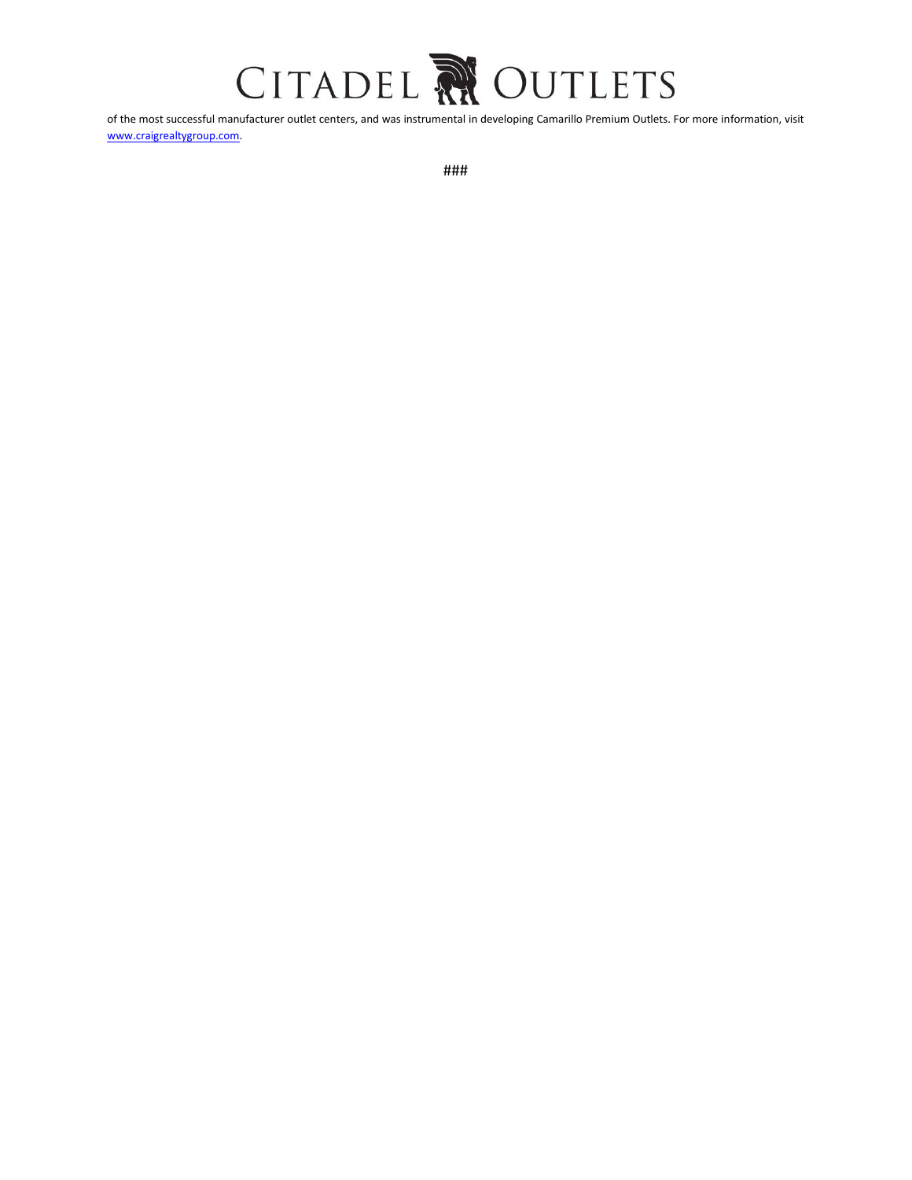of the most successful manufacturer outlet centers, and was instrumental in developing Camarillo Premium Outlets. For more information, visit www.craigrealtygroup.com.

###